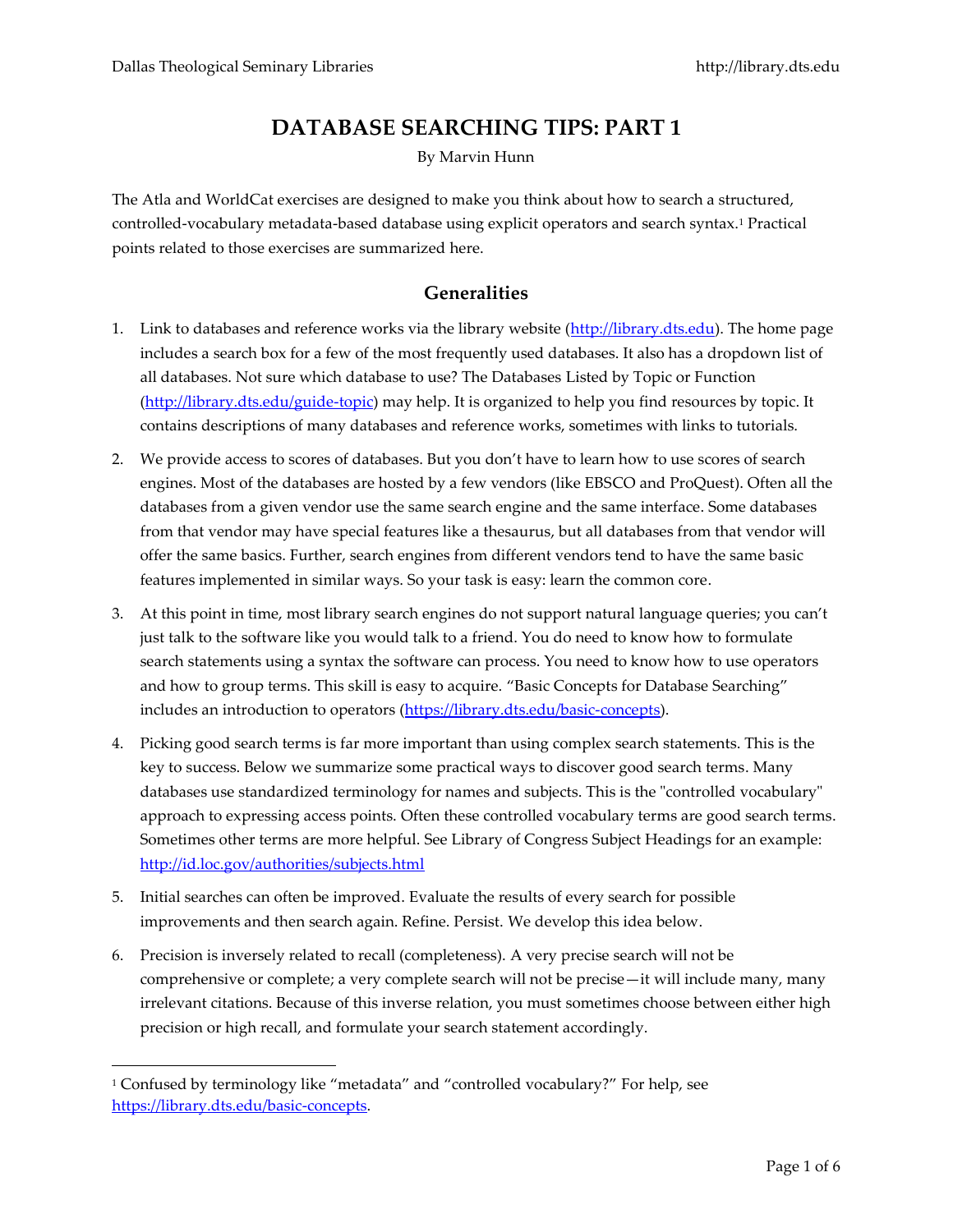# DATABASE SEARCHING TIPS: PART 1

By Marvin Hunn

The Atla and WorldCat exercises are designed to make you think about how to search a structured, controlled-vocabulary metadata-based database using explicit operators and search syntax.[1] Practical points related to those exercises are summarized here.

## Generalities

1. Link to databases and reference works via the library website (http://library.dts.edu). The home page includes a search box for a few of the most frequently used databases. It also has a dropdown list of all databases. Not sure which database to use? The Databases Listed by Topic or Function (http://library.dts.edu/guide-topic) may help. It is organized to help you find resources by topic. It contains descriptions of many databases and reference works, sometimes with links to tutorials.
2. We provide access to scores of databases. But you don't have to learn how to use scores of search engines. Most of the databases are hosted by a few vendors (like EBSCO and ProQuest). Often all the databases from a given vendor use the same search engine and the same interface. Some databases from that vendor may have special features like a thesaurus, but all databases from that vendor will offer the same basics. Further, search engines from different vendors tend to have the same basic features implemented in similar ways. So your task is easy: learn the common core.
3. At this point in time, most library search engines do not support natural language queries; you can't just talk to the software like you would talk to a friend. You do need to know how to formulate search statements using a syntax the software can process. You need to know how to use operators and how to group terms. This skill is easy to acquire. "Basic Concepts for Database Searching" includes an introduction to operators (https://library.dts.edu/basic-concepts).
4. Picking good search terms is far more important than using complex search statements. This is the key to success. Below we summarize some practical ways to discover good search terms. Many databases use standardized terminology for names and subjects. This is the "controlled vocabulary" approach to expressing access points. Often these controlled vocabulary terms are good search terms. Sometimes other terms are more helpful. See Library of Congress Subject Headings for an example: http://id.loc.gov/authorities/subjects.html
5. Initial searches can often be improved. Evaluate the results of every search for possible improvements and then search again. Refine. Persist. We develop this idea below.
6. Precision is inversely related to recall (completeness). A very precise search will not be comprehensive or complete; a very complete search will not be precise—it will include many, many irrelevant citations. Because of this inverse relation, you must sometimes choose between either high precision or high recall, and formulate your search statement accordingly.

---

[1] Confused by terminology like "metadata" and "controlled vocabulary?" For help, see https://library.dts.edu/basic-concepts.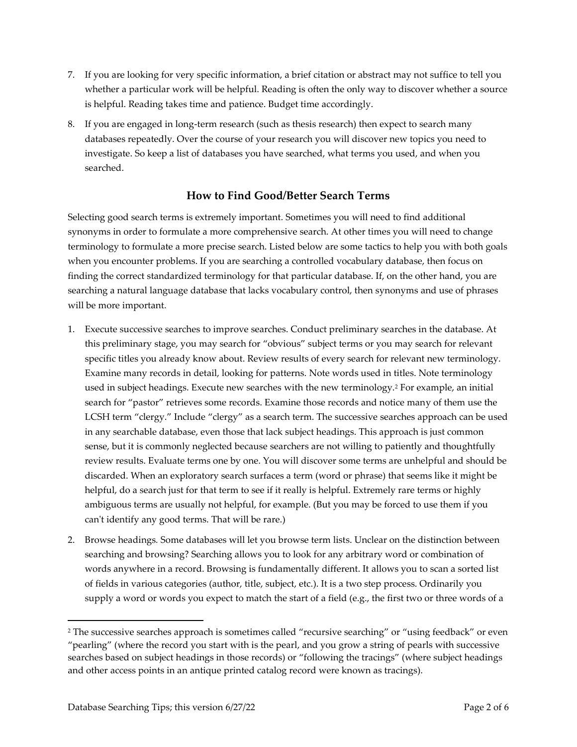7. If you are looking for very specific information, a brief citation or abstract may not suffice to tell you whether a particular work will be helpful. Reading is often the only way to discover whether a source is helpful. Reading takes time and patience. Budget time accordingly.
8. If you are engaged in long-term research (such as thesis research) then expect to search many databases repeatedly. Over the course of your research you will discover new topics you need to investigate. So keep a list of databases you have searched, what terms you used, and when you searched.

## How to Find Good/Better Search Terms

Selecting good search terms is extremely important. Sometimes you will need to find additional synonyms in order to formulate a more comprehensive search. At other times you will need to change terminology to formulate a more precise search. Listed below are some tactics to help you with both goals when you encounter problems. If you are searching a controlled vocabulary database, then focus on finding the correct standardized terminology for that particular database. If, on the other hand, you are searching a natural language database that lacks vocabulary control, then synonyms and use of phrases will be more important.

1. Execute successive searches to improve searches. Conduct preliminary searches in the database. At this preliminary stage, you may search for "obvious" subject terms or you may search for relevant specific titles you already know about. Review results of every search for relevant new terminology. Examine many records in detail, looking for patterns. Note words used in titles. Note terminology used in subject headings. Execute new searches with the new terminology.[2] For example, an initial search for "pastor" retrieves some records. Examine those records and notice many of them use the LCSH term "clergy." Include "clergy" as a search term. The successive searches approach can be used in any searchable database, even those that lack subject headings. This approach is just common sense, but it is commonly neglected because searchers are not willing to patiently and thoughtfully review results. Evaluate terms one by one. You will discover some terms are unhelpful and should be discarded. When an exploratory search surfaces a term (word or phrase) that seems like it might be helpful, do a search just for that term to see if it really is helpful. Extremely rare terms or highly ambiguous terms are usually not helpful, for example. (But you may be forced to use them if you can't identify any good terms. That will be rare.)
2. Browse headings. Some databases will let you browse term lists. Unclear on the distinction between searching and browsing? Searching allows you to look for any arbitrary word or combination of words anywhere in a record. Browsing is fundamentally different. It allows you to scan a sorted list of fields in various categories (author, title, subject, etc.). It is a two step process. Ordinarily you supply a word or words you expect to match the start of a field (e.g., the first two or three words of a

---

[2] The successive searches approach is sometimes called "recursive searching" or "using feedback" or even "pearling" (where the record you start with is the pearl, and you grow a string of pearls with successive searches based on subject headings in those records) or "following the tracings" (where subject headings and other access points in an antique printed catalog record were known as tracings).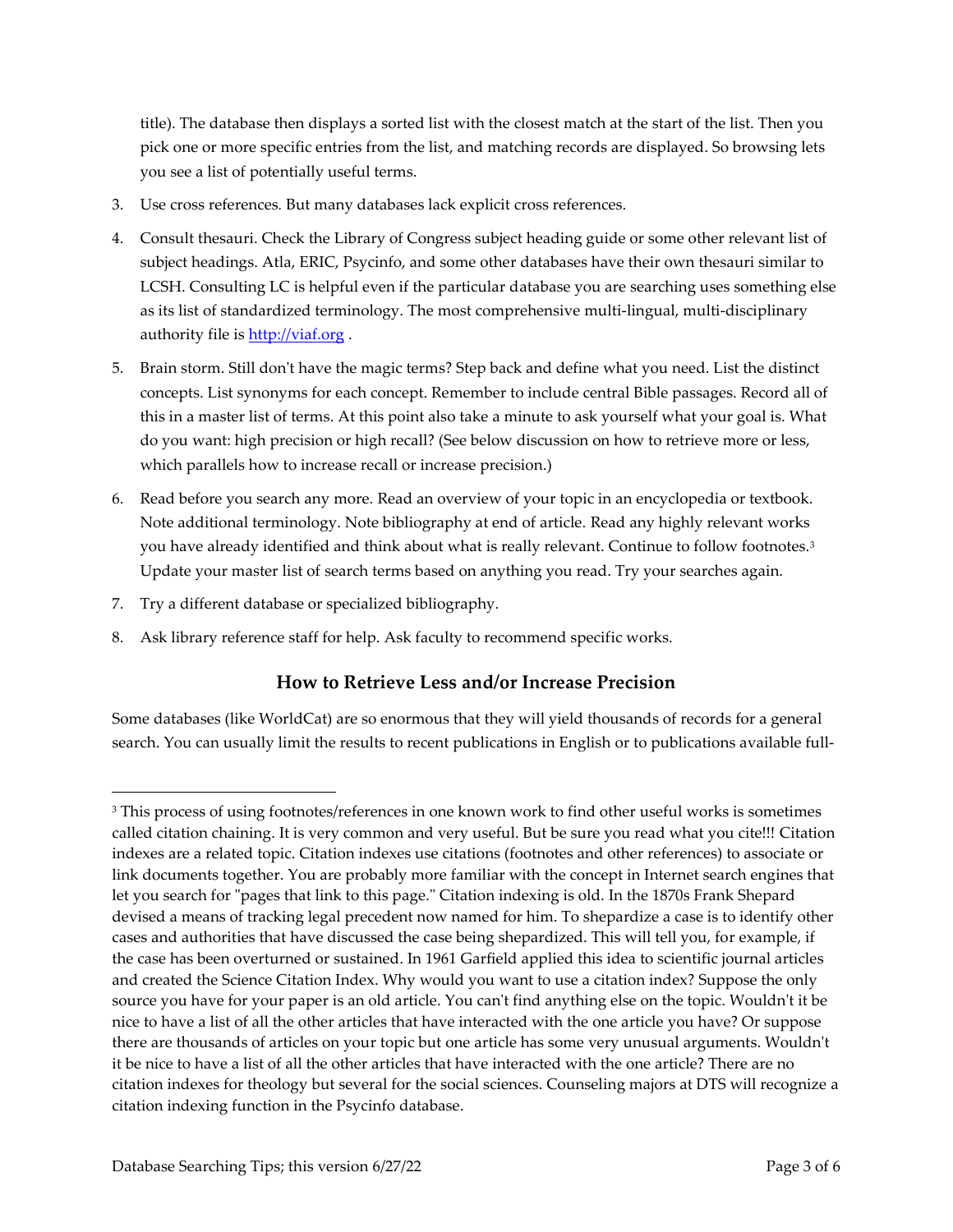title). The database then displays a sorted list with the closest match at the start of the list. Then you pick one or more specific entries from the list, and matching records are displayed. So browsing lets you see a list of potentially useful terms.

3. Use cross references. But many databases lack explicit cross references.
4. Consult thesauri. Check the Library of Congress subject heading guide or some other relevant list of subject headings. Atla, ERIC, Psycinfo, and some other databases have their own thesauri similar to LCSH. Consulting LC is helpful even if the particular database you are searching uses something else as its list of standardized terminology. The most comprehensive multi-lingual, multi-disciplinary authority file is [http://viaf.org](http://viaf.org) .
5. Brain storm. Still don't have the magic terms? Step back and define what you need. List the distinct concepts. List synonyms for each concept. Remember to include central Bible passages. Record all of this in a master list of terms. At this point also take a minute to ask yourself what your goal is. What do you want: high precision or high recall? (See below discussion on how to retrieve more or less, which parallels how to increase recall or increase precision.)
6. Read before you search any more. Read an overview of your topic in an encyclopedia or textbook. Note additional terminology. Note bibliography at end of article. Read any highly relevant works you have already identified and think about what is really relevant. Continue to follow footnotes.[3] Update your master list of search terms based on anything you read. Try your searches again.
7. Try a different database or specialized bibliography.
8. Ask library reference staff for help. Ask faculty to recommend specific works.

## How to Retrieve Less and/or Increase Precision

Some databases (like WorldCat) are so enormous that they will yield thousands of records for a general search. You can usually limit the results to recent publications in English or to publications available full-

---

[3] This process of using footnotes/references in one known work to find other useful works is sometimes called citation chaining. It is very common and very useful. But be sure you read what you cite!!! Citation indexes are a related topic. Citation indexes use citations (footnotes and other references) to associate or link documents together. You are probably more familiar with the concept in Internet search engines that let you search for "pages that link to this page." Citation indexing is old. In the 1870s Frank Shepard devised a means of tracking legal precedent now named for him. To shepardize a case is to identify other cases and authorities that have discussed the case being shepardized. This will tell you, for example, if the case has been overturned or sustained. In 1961 Garfield applied this idea to scientific journal articles and created the Science Citation Index. Why would you want to use a citation index? Suppose the only source you have for your paper is an old article. You can't find anything else on the topic. Wouldn't it be nice to have a list of all the other articles that have interacted with the one article you have? Or suppose there are thousands of articles on your topic but one article has some very unusual arguments. Wouldn't it be nice to have a list of all the other articles that have interacted with the one article? There are no citation indexes for theology but several for the social sciences. Counseling majors at DTS will recognize a citation indexing function in the Psycinfo database.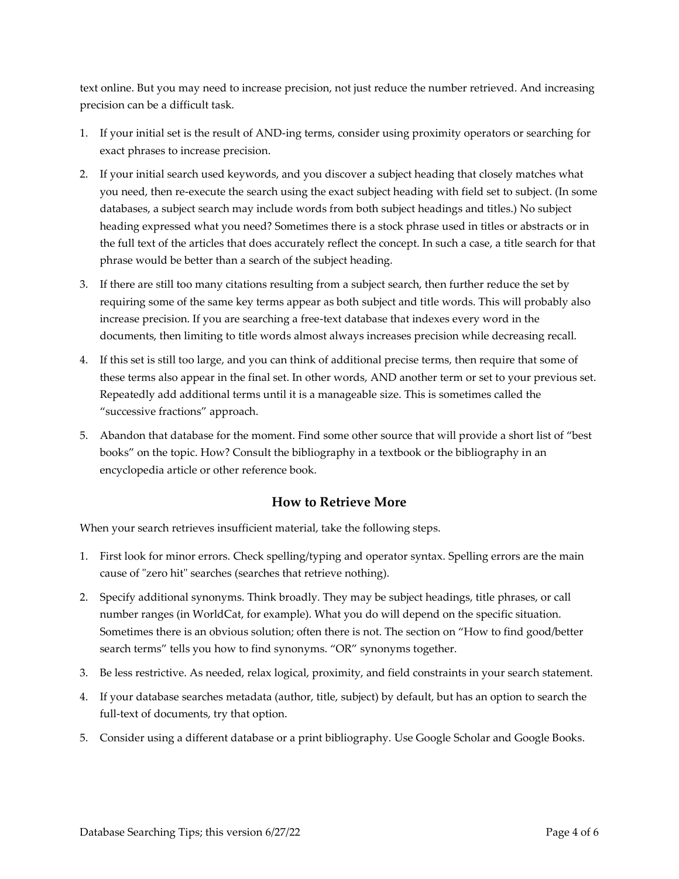text online. But you may need to increase precision, not just reduce the number retrieved. And increasing precision can be a difficult task.

1. If your initial set is the result of AND-ing terms, consider using proximity operators or searching for exact phrases to increase precision.
2. If your initial search used keywords, and you discover a subject heading that closely matches what you need, then re-execute the search using the exact subject heading with field set to subject. (In some databases, a subject search may include words from both subject headings and titles.) No subject heading expressed what you need? Sometimes there is a stock phrase used in titles or abstracts or in the full text of the articles that does accurately reflect the concept. In such a case, a title search for that phrase would be better than a search of the subject heading.
3. If there are still too many citations resulting from a subject search, then further reduce the set by requiring some of the same key terms appear as both subject and title words. This will probably also increase precision. If you are searching a free-text database that indexes every word in the documents, then limiting to title words almost always increases precision while decreasing recall.
4. If this set is still too large, and you can think of additional precise terms, then require that some of these terms also appear in the final set. In other words, AND another term or set to your previous set. Repeatedly add additional terms until it is a manageable size. This is sometimes called the "successive fractions" approach.
5. Abandon that database for the moment. Find some other source that will provide a short list of "best books" on the topic. How? Consult the bibliography in a textbook or the bibliography in an encyclopedia article or other reference book.

## How to Retrieve More

When your search retrieves insufficient material, take the following steps.

1. First look for minor errors. Check spelling/typing and operator syntax. Spelling errors are the main cause of "zero hit" searches (searches that retrieve nothing).
2. Specify additional synonyms. Think broadly. They may be subject headings, title phrases, or call number ranges (in WorldCat, for example). What you do will depend on the specific situation. Sometimes there is an obvious solution; often there is not. The section on "How to find good/better search terms" tells you how to find synonyms. "OR" synonyms together.
3. Be less restrictive. As needed, relax logical, proximity, and field constraints in your search statement.
4. If your database searches metadata (author, title, subject) by default, but has an option to search the full-text of documents, try that option.
5. Consider using a different database or a print bibliography. Use Google Scholar and Google Books.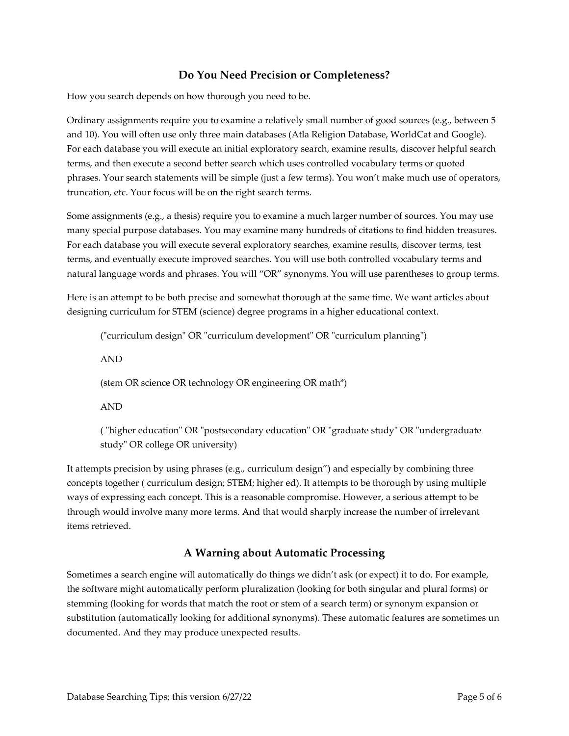## Do You Need Precision or Completeness?

How you search depends on how thorough you need to be.

Ordinary assignments require you to examine a relatively small number of good sources (e.g., between 5 and 10). You will often use only three main databases (Atla Religion Database, WorldCat and Google). For each database you will execute an initial exploratory search, examine results, discover helpful search terms, and then execute a second better search which uses controlled vocabulary terms or quoted phrases. Your search statements will be simple (just a few terms). You won't make much use of operators, truncation, etc. Your focus will be on the right search terms.

Some assignments (e.g., a thesis) require you to examine a much larger number of sources. You may use many special purpose databases. You may examine many hundreds of citations to find hidden treasures. For each database you will execute several exploratory searches, examine results, discover terms, test terms, and eventually execute improved searches. You will use both controlled vocabulary terms and natural language words and phrases. You will "OR" synonyms. You will use parentheses to group terms.

Here is an attempt to be both precise and somewhat thorough at the same time. We want articles about designing curriculum for STEM (science) degree programs in a higher educational context.

> ("curriculum design" OR "curriculum development" OR "curriculum planning")
>
> AND
>
> (stem OR science OR technology OR engineering OR math*)
>
> AND
>
> ( "higher education" OR "postsecondary education" OR "graduate study" OR "undergraduate study" OR college OR university)

It attempts precision by using phrases (e.g., curriculum design") and especially by combining three concepts together ( curriculum design; STEM; higher ed). It attempts to be thorough by using multiple ways of expressing each concept. This is a reasonable compromise. However, a serious attempt to be through would involve many more terms. And that would sharply increase the number of irrelevant items retrieved.

## A Warning about Automatic Processing

Sometimes a search engine will automatically do things we didn't ask (or expect) it to do. For example, the software might automatically perform pluralization (looking for both singular and plural forms) or stemming (looking for words that match the root or stem of a search term) or synonym expansion or substitution (automatically looking for additional synonyms). These automatic features are sometimes un documented. And they may produce unexpected results.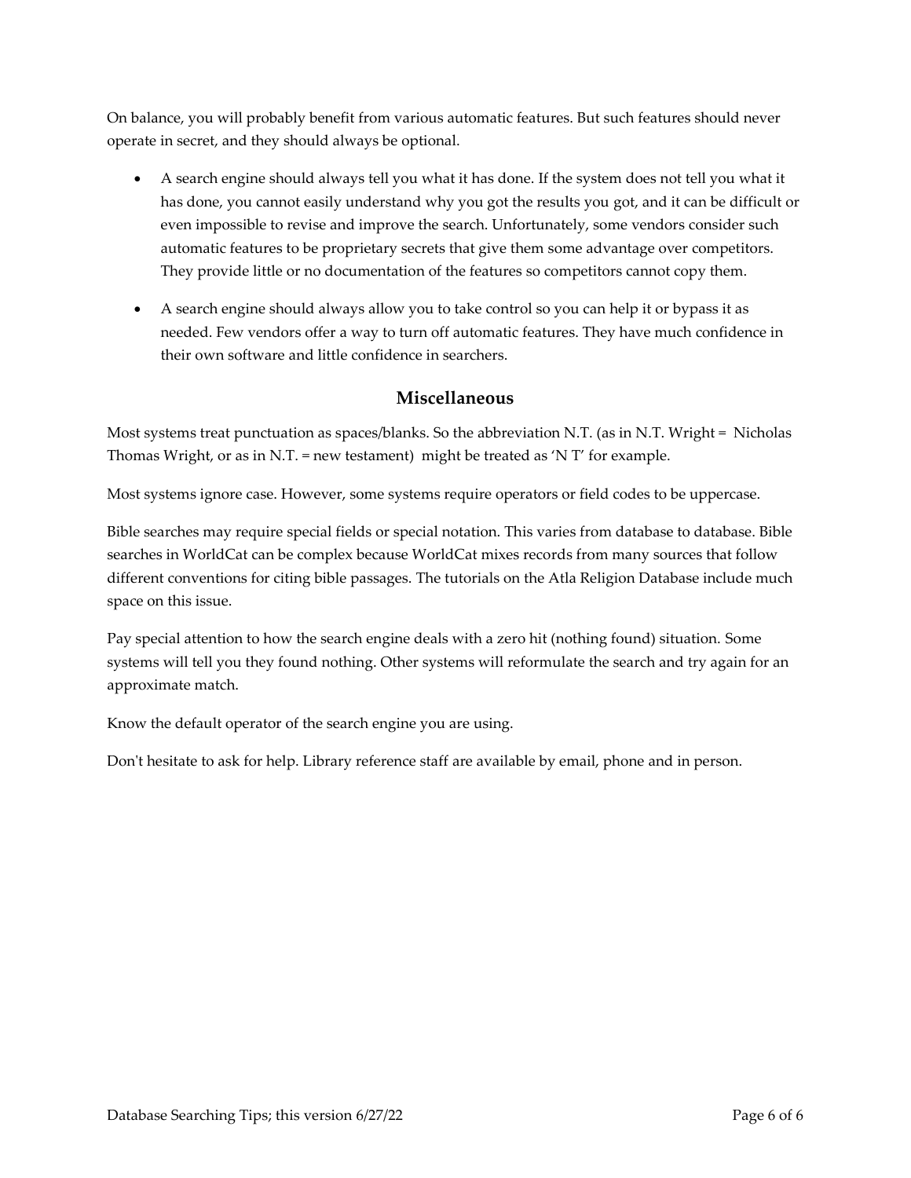On balance, you will probably benefit from various automatic features. But such features should never operate in secret, and they should always be optional.

- A search engine should always tell you what it has done. If the system does not tell you what it has done, you cannot easily understand why you got the results you got, and it can be difficult or even impossible to revise and improve the search. Unfortunately, some vendors consider such automatic features to be proprietary secrets that give them some advantage over competitors. They provide little or no documentation of the features so competitors cannot copy them.
- A search engine should always allow you to take control so you can help it or bypass it as needed. Few vendors offer a way to turn off automatic features. They have much confidence in their own software and little confidence in searchers.

## Miscellaneous

Most systems treat punctuation as spaces/blanks. So the abbreviation N.T. (as in N.T. Wright = Nicholas Thomas Wright, or as in N.T. = new testament) might be treated as 'N T' for example.

Most systems ignore case. However, some systems require operators or field codes to be uppercase.

Bible searches may require special fields or special notation. This varies from database to database. Bible searches in WorldCat can be complex because WorldCat mixes records from many sources that follow different conventions for citing bible passages. The tutorials on the Atla Religion Database include much space on this issue.

Pay special attention to how the search engine deals with a zero hit (nothing found) situation. Some systems will tell you they found nothing. Other systems will reformulate the search and try again for an approximate match.

Know the default operator of the search engine you are using.

Don't hesitate to ask for help. Library reference staff are available by email, phone and in person.